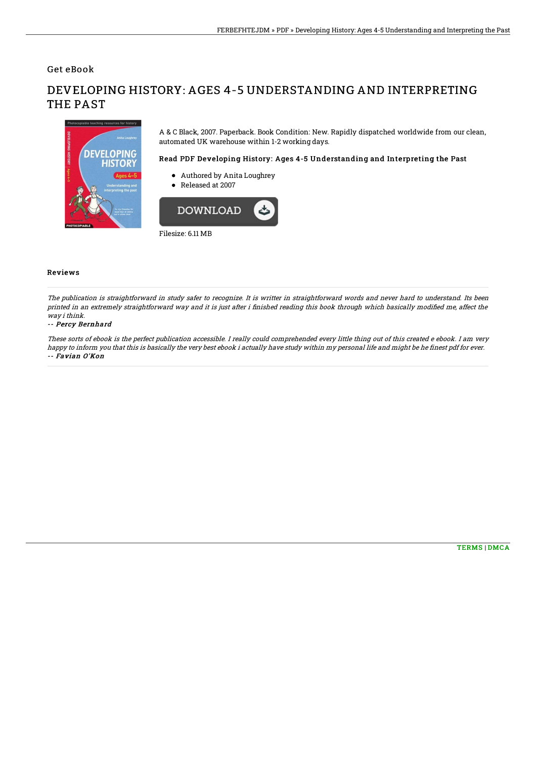Get eBook

# DEVELOPING HISTORY: AGES 4-5 UNDERSTANDING AND INTERPRETING THE PAST

A & C Black, 2007. Paperback. Book Condition: New. Rapidly dispatched worldwide from our clean, automated UK warehouse within 1-2 working days.

### Read PDF Developing History: Ages 4-5 Understanding and Interpreting the Past

- Authored by Anita Loughrey
- Released at 2007

DOWNLOAD

Filesize: 6.11 MB

## Reviews

*The publication is straightforward in study safer to recognize. It is writter in straightforward words and never hard to understand. Its been printed in an extremely straightforward way and it is just after i finished reading this book through which basically modified me, affect the way i think.*

*-- Percy Bernhard*

*These sorts of ebook is the perfect publication accessible. I really could comprehended every little thing out of this created e ebook. I am very happy to inform you that this is basically the very best ebook i actually have study within my personal life and might be he finest pdf for ever.*

*-- Favian O'Kon*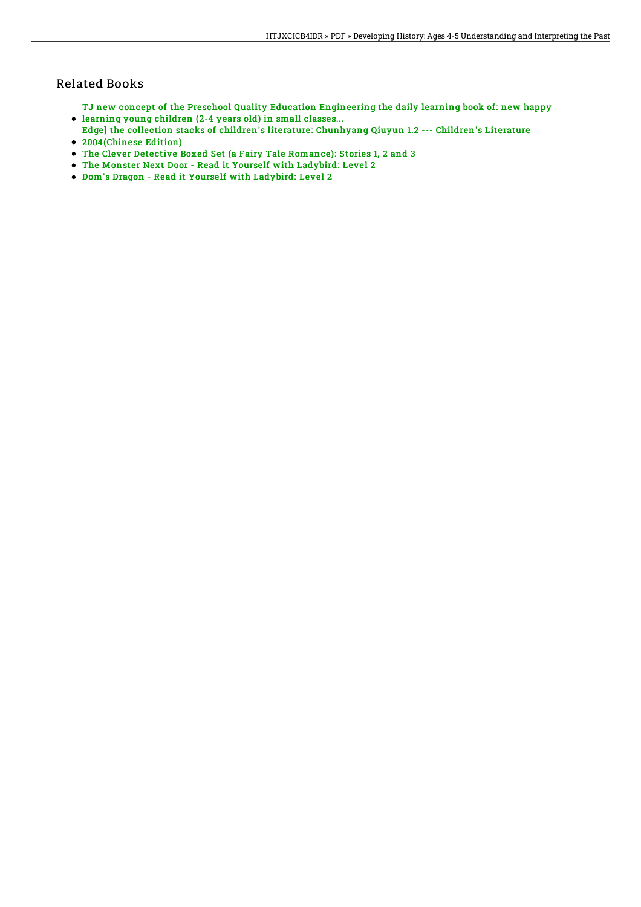## Related Books

- TJ new concept of the Preschool Quality Education Engineering the daily learning book of: new happy learning young children (2-4 years old) in small classes...
- Edge] the collection stacks of children's literature: Chunhyang Qiuyun 1.2 --- Children's Literature 2004(Chinese Edition)
- The Clever Detective Boxed Set (a Fairy Tale Romance): Stories 1, 2 and 3
- The Monster Next Door - Read it Yourself with Ladybird: Level 2
- Dom's Dragon - Read it Yourself with Ladybird: Level 2